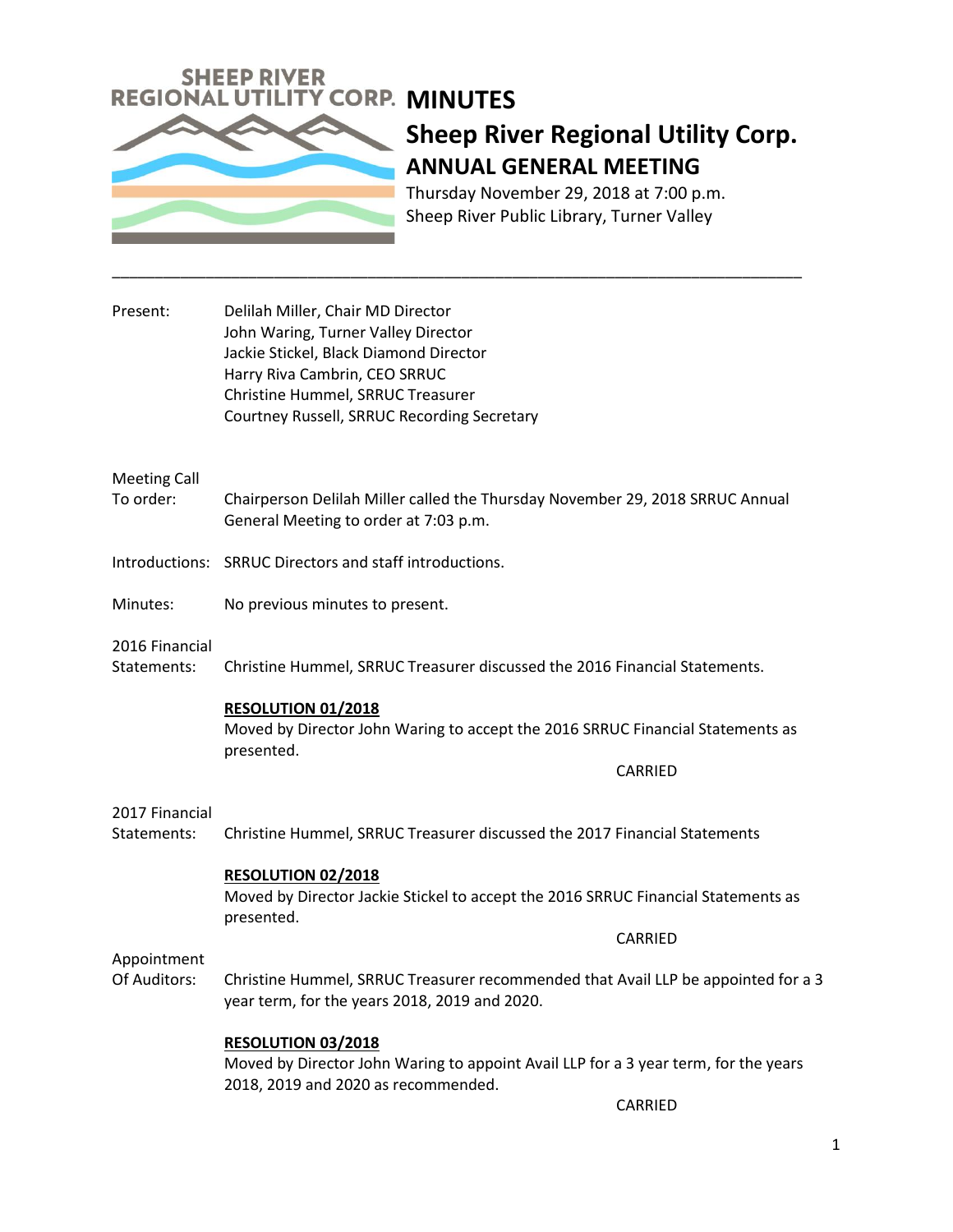SHEEP RIVER REGIONAL UTILITY CORP.

# MINUTES

## Sheep River Regional Utility Corp.

### ANNUAL GENERAL MEETING

Thursday November 29, 2018 at 7:00 p.m.
Sheep River Public Library, Turner Valley

---

**Present:**
Delilah Miller, Chair MD Director
John Waring, Turner Valley Director
Jackie Stickel, Black Diamond Director
Harry Riva Cambrin, CEO SRRUC
Christine Hummel, SRRUC Treasurer
Courtney Russell, SRRUC Recording Secretary

**Meeting Call To order:** Chairperson Delilah Miller called the Thursday November 29, 2018 SRRUC Annual General Meeting to order at 7:03 p.m.

**Introductions:** SRRUC Directors and staff introductions.

**Minutes:** No previous minutes to present.

**2016 Financial Statements:** Christine Hummel, SRRUC Treasurer discussed the 2016 Financial Statements.

**RESOLUTION 01/2018**
Moved by Director John Waring to accept the 2016 SRRUC Financial Statements as presented.

CARRIED

**2017 Financial Statements:** Christine Hummel, SRRUC Treasurer discussed the 2017 Financial Statements

**RESOLUTION 02/2018**
Moved by Director Jackie Stickel to accept the 2016 SRRUC Financial Statements as presented.

CARRIED

**Appointment Of Auditors:** Christine Hummel, SRRUC Treasurer recommended that Avail LLP be appointed for a 3 year term, for the years 2018, 2019 and 2020.

**RESOLUTION 03/2018**
Moved by Director John Waring to appoint Avail LLP for a 3 year term, for the years 2018, 2019 and 2020 as recommended.

CARRIED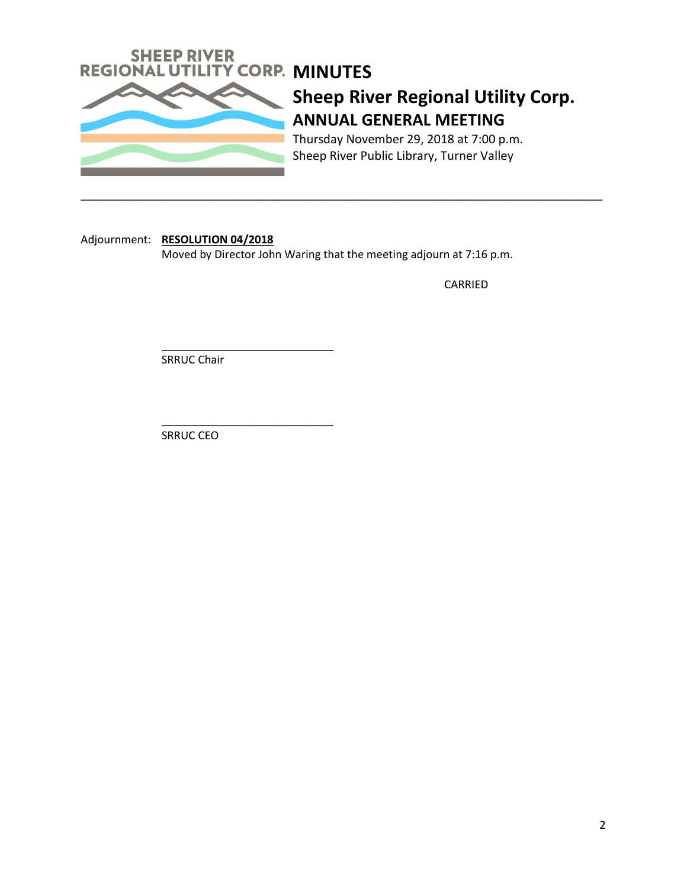SHEEP RIVER REGIONAL UTILITY CORP.

# MINUTES

## Sheep River Regional Utility Corp.

### ANNUAL GENERAL MEETING

Thursday November 29, 2018 at 7:00 p.m.
Sheep River Public Library, Turner Valley

---

Adjournment: **RESOLUTION 04/2018**

Moved by Director John Waring that the meeting adjourn at 7:16 p.m.

CARRIED

\_\_\_\_\_\_\_\_\_\_\_\_\_\_\_\_\_\_\_\_\_\_\_\_\_\_\_\_

SRRUC Chair

\_\_\_\_\_\_\_\_\_\_\_\_\_\_\_\_\_\_\_\_\_\_\_\_\_\_\_\_

SRRUC CEO